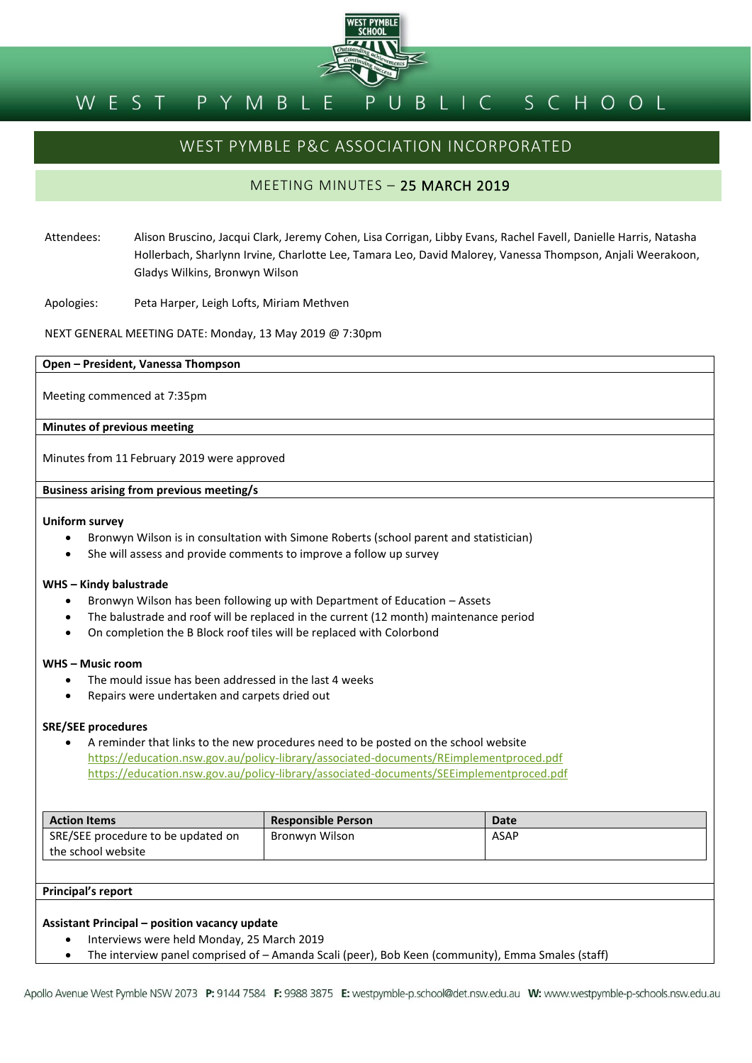# WEST PYMBLE PUBLIC SCHOOL

## WEST PYMBLE P&C ASSOCIATION INCORPORATED

### MEETING MINUTES – 25 MARCH 2019

Attendees: Alison Bruscino, Jacqui Clark, Jeremy Cohen, Lisa Corrigan, Libby Evans, Rachel Favell, Danielle Harris, Natasha Hollerbach, Sharlynn Irvine, Charlotte Lee, Tamara Leo, David Malorey, Vanessa Thompson, Anjali Weerakoon, Gladys Wilkins, Bronwyn Wilson

Apologies: Peta Harper, Leigh Lofts, Miriam Methven

NEXT GENERAL MEETING DATE: Monday, 13 May 2019 @ 7:30pm

**Open – President, Vanessa Thompson**

Meeting commenced at 7:35pm

**Minutes of previous meeting**

Minutes from 11 February 2019 were approved

**Business arising from previous meeting/s**

**Uniform survey**

- Bronwyn Wilson is in consultation with Simone Roberts (school parent and statistician)
- She will assess and provide comments to improve a follow up survey

**WHS – Kindy balustrade**

- Bronwyn Wilson has been following up with Department of Education – Assets
- The balustrade and roof will be replaced in the current (12 month) maintenance period
- On completion the B Block roof tiles will be replaced with Colorbond

**WHS – Music room**

- The mould issue has been addressed in the last 4 weeks
- Repairs were undertaken and carpets dried out

**SRE/SEE procedures**

- A reminder that links to the new procedures need to be posted on the school website
  https://education.nsw.gov.au/policy-library/associated-documents/REimplementproced.pdf
  https://education.nsw.gov.au/policy-library/associated-documents/SEEimplementproced.pdf

| Action Items | Responsible Person | Date |
|---|---|---|
| SRE/SEE procedure to be updated on the school website | Bronwyn Wilson | ASAP |

**Principal's report**

**Assistant Principal – position vacancy update**

- Interviews were held Monday, 25 March 2019
- The interview panel comprised of – Amanda Scali (peer), Bob Keen (community), Emma Smales (staff)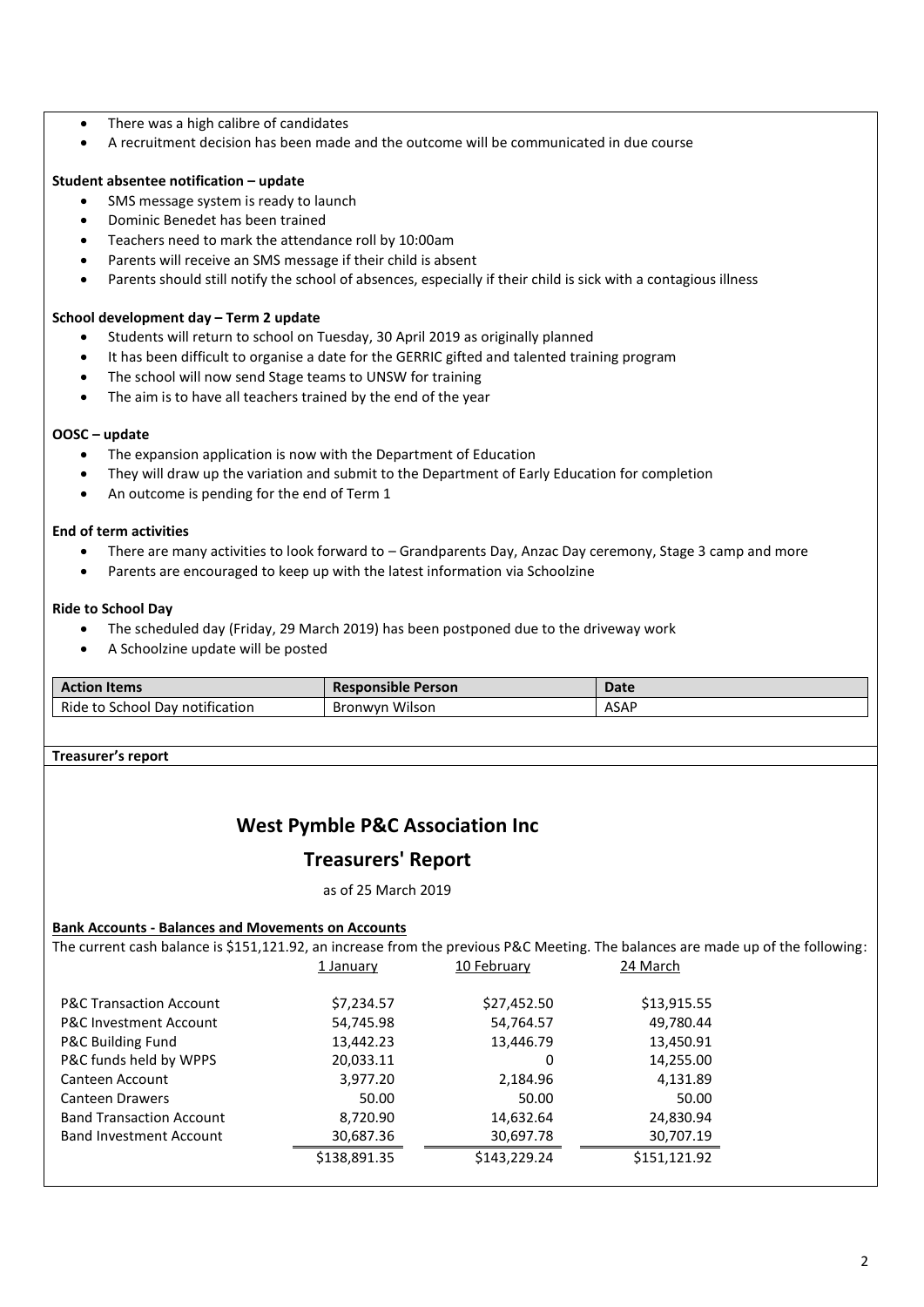- There was a high calibre of candidates
- A recruitment decision has been made and the outcome will be communicated in due course

**Student absentee notification – update**

- SMS message system is ready to launch
- Dominic Benedet has been trained
- Teachers need to mark the attendance roll by 10:00am
- Parents will receive an SMS message if their child is absent
- Parents should still notify the school of absences, especially if their child is sick with a contagious illness

**School development day – Term 2 update**

- Students will return to school on Tuesday, 30 April 2019 as originally planned
- It has been difficult to organise a date for the GERRIC gifted and talented training program
- The school will now send Stage teams to UNSW for training
- The aim is to have all teachers trained by the end of the year

**OOSC – update**

- The expansion application is now with the Department of Education
- They will draw up the variation and submit to the Department of Early Education for completion
- An outcome is pending for the end of Term 1

**End of term activities**

- There are many activities to look forward to – Grandparents Day, Anzac Day ceremony, Stage 3 camp and more
- Parents are encouraged to keep up with the latest information via Schoolzine

**Ride to School Day**

- The scheduled day (Friday, 29 March 2019) has been postponed due to the driveway work
- A Schoolzine update will be posted

| Action Items | Responsible Person | Date |
|---|---|---|
| Ride to School Day notification | Bronwyn Wilson | ASAP |

**Treasurer's report**

## West Pymble P&C Association Inc

## Treasurers' Report

as of 25 March 2019

**Bank Accounts - Balances and Movements on Accounts**

The current cash balance is $151,121.92, an increase from the previous P&C Meeting. The balances are made up of the following:

| | 1 January | 10 February | 24 March |
|---|---|---|---|
| P&C Transaction Account | $7,234.57 | $27,452.50 | $13,915.55 |
| P&C Investment Account | 54,745.98 | 54,764.57 | 49,780.44 |
| P&C Building Fund | 13,442.23 | 13,446.79 | 13,450.91 |
| P&C funds held by WPPS | 20,033.11 | 0 | 14,255.00 |
| Canteen Account | 3,977.20 | 2,184.96 | 4,131.89 |
| Canteen Drawers | 50.00 | 50.00 | 50.00 |
| Band Transaction Account | 8,720.90 | 14,632.64 | 24,830.94 |
| Band Investment Account | 30,687.36 | 30,697.78 | 30,707.19 |
| | $138,891.35 | $143,229.24 | $151,121.92 |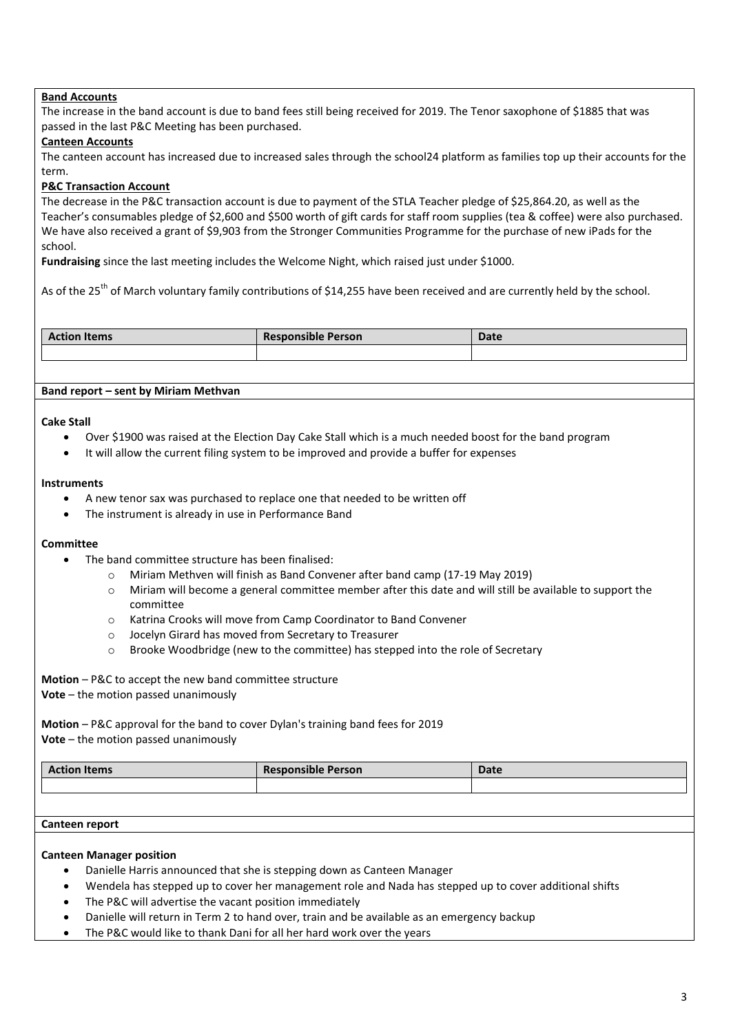**Band Accounts**

The increase in the band account is due to band fees still being received for 2019. The Tenor saxophone of $1885 that was passed in the last P&C Meeting has been purchased.

**Canteen Accounts**

The canteen account has increased due to increased sales through the school24 platform as families top up their accounts for the term.

**P&C Transaction Account**

The decrease in the P&C transaction account is due to payment of the STLA Teacher pledge of $25,864.20, as well as the Teacher's consumables pledge of $2,600 and $500 worth of gift cards for staff room supplies (tea & coffee) were also purchased. We have also received a grant of $9,903 from the Stronger Communities Programme for the purchase of new iPads for the school.

**Fundraising** since the last meeting includes the Welcome Night, which raised just under $1000.

As of the 25th of March voluntary family contributions of $14,255 have been received and are currently held by the school.

| Action Items | Responsible Person | Date |
|---|---|---|
| | | |

**Band report – sent by Miriam Methvan**

**Cake Stall**

- Over $1900 was raised at the Election Day Cake Stall which is a much needed boost for the band program
- It will allow the current filing system to be improved and provide a buffer for expenses

**Instruments**

- A new tenor sax was purchased to replace one that needed to be written off
- The instrument is already in use in Performance Band

**Committee**

- The band committee structure has been finalised:
  - Miriam Methven will finish as Band Convener after band camp (17-19 May 2019)
  - Miriam will become a general committee member after this date and will still be available to support the committee
  - Katrina Crooks will move from Camp Coordinator to Band Convener
  - Jocelyn Girard has moved from Secretary to Treasurer
  - Brooke Woodbridge (new to the committee) has stepped into the role of Secretary

**Motion** – P&C to accept the new band committee structure
**Vote** – the motion passed unanimously

**Motion** – P&C approval for the band to cover Dylan's training band fees for 2019
**Vote** – the motion passed unanimously

| Action Items | Responsible Person | Date |
|---|---|---|
| | | |

**Canteen report**

**Canteen Manager position**

- Danielle Harris announced that she is stepping down as Canteen Manager
- Wendela has stepped up to cover her management role and Nada has stepped up to cover additional shifts
- The P&C will advertise the vacant position immediately
- Danielle will return in Term 2 to hand over, train and be available as an emergency backup
- The P&C would like to thank Dani for all her hard work over the years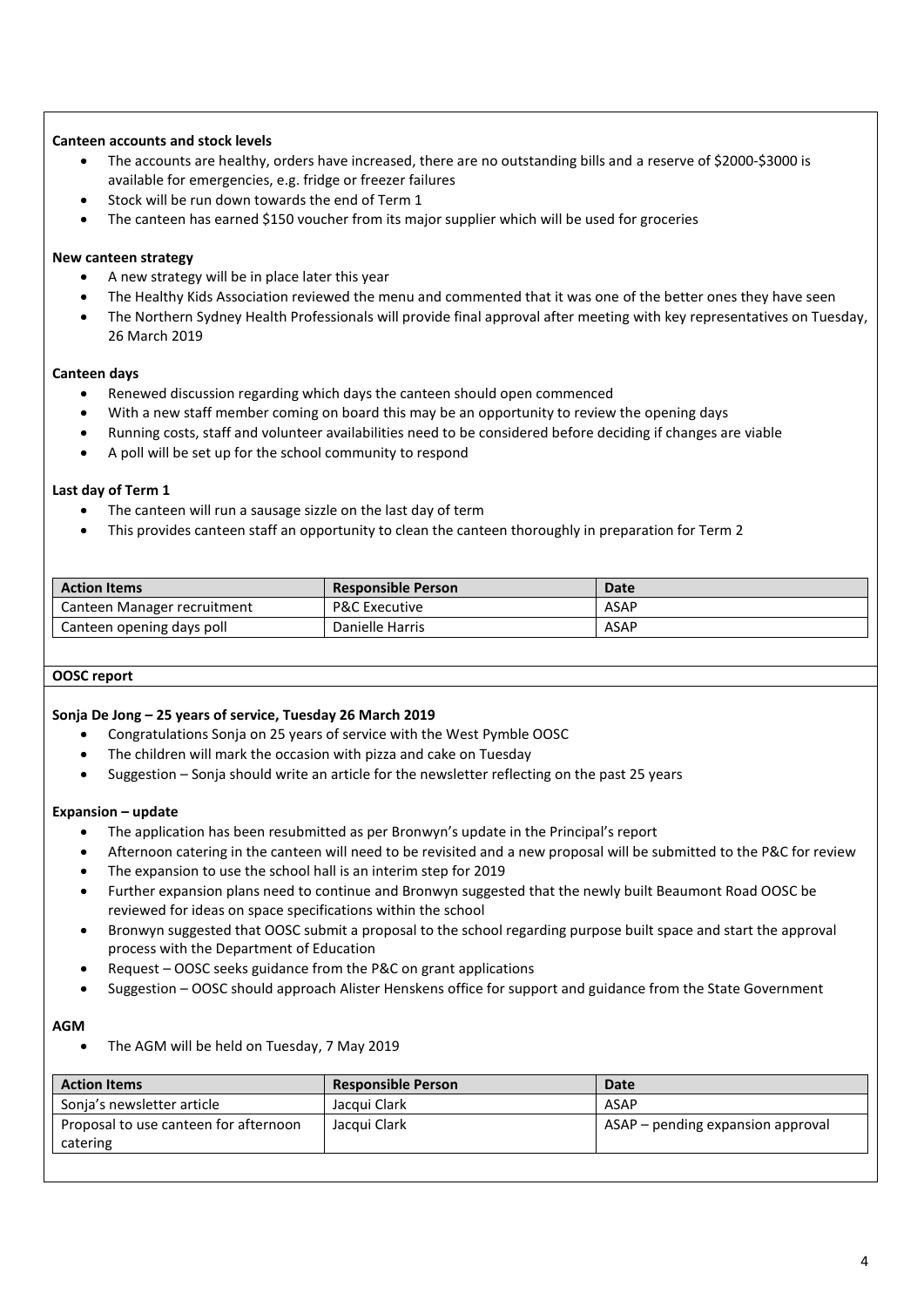**Canteen accounts and stock levels**

- The accounts are healthy, orders have increased, there are no outstanding bills and a reserve of $2000-$3000 is available for emergencies, e.g. fridge or freezer failures
- Stock will be run down towards the end of Term 1
- The canteen has earned $150 voucher from its major supplier which will be used for groceries

**New canteen strategy**

- A new strategy will be in place later this year
- The Healthy Kids Association reviewed the menu and commented that it was one of the better ones they have seen
- The Northern Sydney Health Professionals will provide final approval after meeting with key representatives on Tuesday, 26 March 2019

**Canteen days**

- Renewed discussion regarding which days the canteen should open commenced
- With a new staff member coming on board this may be an opportunity to review the opening days
- Running costs, staff and volunteer availabilities need to be considered before deciding if changes are viable
- A poll will be set up for the school community to respond

**Last day of Term 1**

- The canteen will run a sausage sizzle on the last day of term
- This provides canteen staff an opportunity to clean the canteen thoroughly in preparation for Term 2

| Action Items | Responsible Person | Date |
|---|---|---|
| Canteen Manager recruitment | P&C Executive | ASAP |
| Canteen opening days poll | Danielle Harris | ASAP |

**OOSC report**

**Sonja De Jong – 25 years of service, Tuesday 26 March 2019**

- Congratulations Sonja on 25 years of service with the West Pymble OOSC
- The children will mark the occasion with pizza and cake on Tuesday
- Suggestion – Sonja should write an article for the newsletter reflecting on the past 25 years

**Expansion – update**

- The application has been resubmitted as per Bronwyn's update in the Principal's report
- Afternoon catering in the canteen will need to be revisited and a new proposal will be submitted to the P&C for review
- The expansion to use the school hall is an interim step for 2019
- Further expansion plans need to continue and Bronwyn suggested that the newly built Beaumont Road OOSC be reviewed for ideas on space specifications within the school
- Bronwyn suggested that OOSC submit a proposal to the school regarding purpose built space and start the approval process with the Department of Education
- Request – OOSC seeks guidance from the P&C on grant applications
- Suggestion – OOSC should approach Alister Henskens office for support and guidance from the State Government

**AGM**

- The AGM will be held on Tuesday, 7 May 2019

| Action Items | Responsible Person | Date |
|---|---|---|
| Sonja's newsletter article | Jacqui Clark | ASAP |
| Proposal to use canteen for afternoon catering | Jacqui Clark | ASAP – pending expansion approval |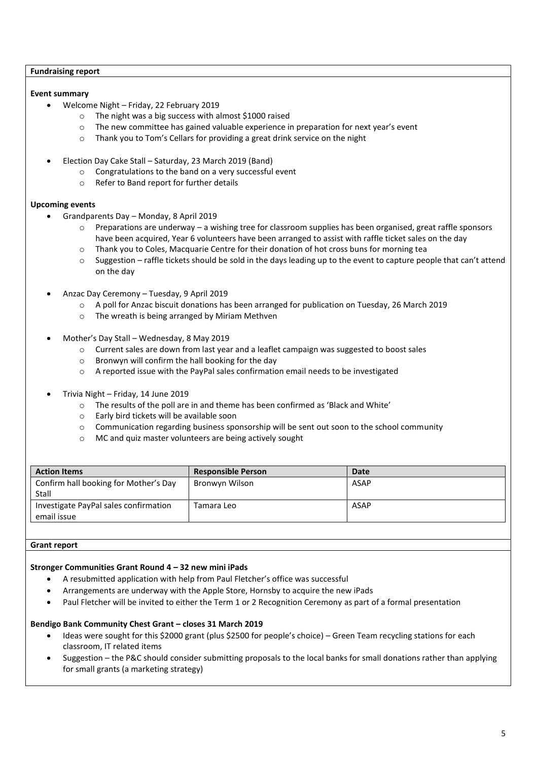## Fundraising report

### Event summary

- Welcome Night – Friday, 22 February 2019
  - The night was a big success with almost $1000 raised
  - The new committee has gained valuable experience in preparation for next year's event
  - Thank you to Tom's Cellars for providing a great drink service on the night
- Election Day Cake Stall – Saturday, 23 March 2019 (Band)
  - Congratulations to the band on a very successful event
  - Refer to Band report for further details

### Upcoming events

- Grandparents Day – Monday, 8 April 2019
  - Preparations are underway – a wishing tree for classroom supplies has been organised, great raffle sponsors have been acquired, Year 6 volunteers have been arranged to assist with raffle ticket sales on the day
  - Thank you to Coles, Macquarie Centre for their donation of hot cross buns for morning tea
  - Suggestion – raffle tickets should be sold in the days leading up to the event to capture people that can't attend on the day
- Anzac Day Ceremony – Tuesday, 9 April 2019
  - A poll for Anzac biscuit donations has been arranged for publication on Tuesday, 26 March 2019
  - The wreath is being arranged by Miriam Methven
- Mother's Day Stall – Wednesday, 8 May 2019
  - Current sales are down from last year and a leaflet campaign was suggested to boost sales
  - Bronwyn will confirm the hall booking for the day
  - A reported issue with the PayPal sales confirmation email needs to be investigated
- Trivia Night – Friday, 14 June 2019
  - The results of the poll are in and theme has been confirmed as 'Black and White'
  - Early bird tickets will be available soon
  - Communication regarding business sponsorship will be sent out soon to the school community
  - MC and quiz master volunteers are being actively sought

| Action Items | Responsible Person | Date |
| --- | --- | --- |
| Confirm hall booking for Mother's Day Stall | Bronwyn Wilson | ASAP |
| Investigate PayPal sales confirmation email issue | Tamara Leo | ASAP |

## Grant report

### Stronger Communities Grant Round 4 – 32 new mini iPads

- A resubmitted application with help from Paul Fletcher's office was successful
- Arrangements are underway with the Apple Store, Hornsby to acquire the new iPads
- Paul Fletcher will be invited to either the Term 1 or 2 Recognition Ceremony as part of a formal presentation

### Bendigo Bank Community Chest Grant – closes 31 March 2019

- Ideas were sought for this $2000 grant (plus $2500 for people's choice) – Green Team recycling stations for each classroom, IT related items
- Suggestion – the P&C should consider submitting proposals to the local banks for small donations rather than applying for small grants (a marketing strategy)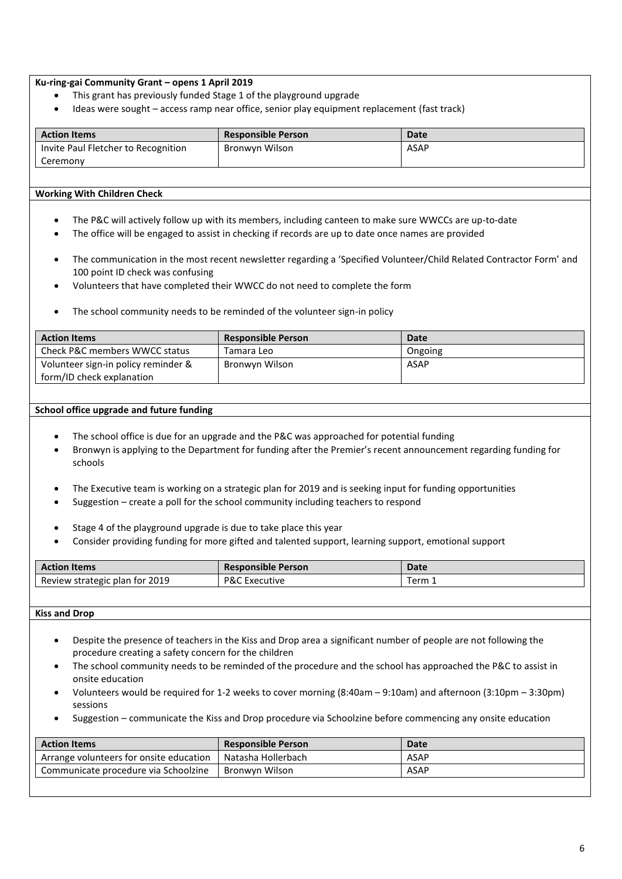**Ku-ring-gai Community Grant – opens 1 April 2019**

- This grant has previously funded Stage 1 of the playground upgrade
- Ideas were sought – access ramp near office, senior play equipment replacement (fast track)

| Action Items | Responsible Person | Date |
|---|---|---|
| Invite Paul Fletcher to Recognition Ceremony | Bronwyn Wilson | ASAP |

**Working With Children Check**

- The P&C will actively follow up with its members, including canteen to make sure WWCCs are up-to-date
- The office will be engaged to assist in checking if records are up to date once names are provided
- The communication in the most recent newsletter regarding a 'Specified Volunteer/Child Related Contractor Form' and 100 point ID check was confusing
- Volunteers that have completed their WWCC do not need to complete the form
- The school community needs to be reminded of the volunteer sign-in policy

| Action Items | Responsible Person | Date |
|---|---|---|
| Check P&C members WWCC status | Tamara Leo | Ongoing |
| Volunteer sign-in policy reminder & form/ID check explanation | Bronwyn Wilson | ASAP |

**School office upgrade and future funding**

- The school office is due for an upgrade and the P&C was approached for potential funding
- Bronwyn is applying to the Department for funding after the Premier's recent announcement regarding funding for schools
- The Executive team is working on a strategic plan for 2019 and is seeking input for funding opportunities
- Suggestion – create a poll for the school community including teachers to respond
- Stage 4 of the playground upgrade is due to take place this year
- Consider providing funding for more gifted and talented support, learning support, emotional support

| Action Items | Responsible Person | Date |
|---|---|---|
| Review strategic plan for 2019 | P&C Executive | Term 1 |

**Kiss and Drop**

- Despite the presence of teachers in the Kiss and Drop area a significant number of people are not following the procedure creating a safety concern for the children
- The school community needs to be reminded of the procedure and the school has approached the P&C to assist in onsite education
- Volunteers would be required for 1-2 weeks to cover morning (8:40am – 9:10am) and afternoon (3:10pm – 3:30pm) sessions
- Suggestion – communicate the Kiss and Drop procedure via Schoolzine before commencing any onsite education

| Action Items | Responsible Person | Date |
|---|---|---|
| Arrange volunteers for onsite education | Natasha Hollerbach | ASAP |
| Communicate procedure via Schoolzine | Bronwyn Wilson | ASAP |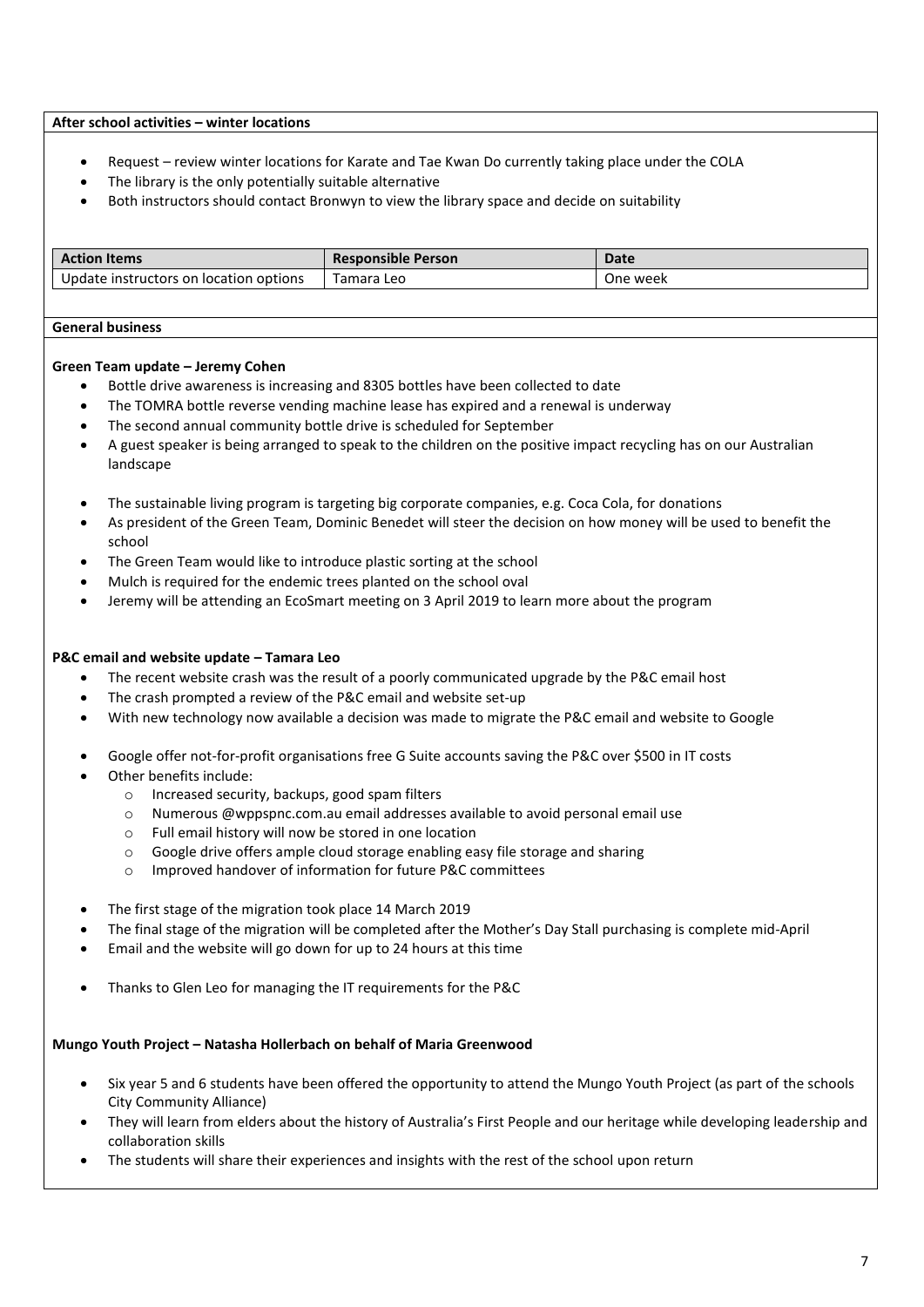**After school activities – winter locations**

- Request – review winter locations for Karate and Tae Kwan Do currently taking place under the COLA
- The library is the only potentially suitable alternative
- Both instructors should contact Bronwyn to view the library space and decide on suitability

| Action Items | Responsible Person | Date |
| --- | --- | --- |
| Update instructors on location options | Tamara Leo | One week |

**General business**

**Green Team update – Jeremy Cohen**

- Bottle drive awareness is increasing and 8305 bottles have been collected to date
- The TOMRA bottle reverse vending machine lease has expired and a renewal is underway
- The second annual community bottle drive is scheduled for September
- A guest speaker is being arranged to speak to the children on the positive impact recycling has on our Australian landscape

- The sustainable living program is targeting big corporate companies, e.g. Coca Cola, for donations
- As president of the Green Team, Dominic Benedet will steer the decision on how money will be used to benefit the school
- The Green Team would like to introduce plastic sorting at the school
- Mulch is required for the endemic trees planted on the school oval
- Jeremy will be attending an EcoSmart meeting on 3 April 2019 to learn more about the program

**P&C email and website update – Tamara Leo**

- The recent website crash was the result of a poorly communicated upgrade by the P&C email host
- The crash prompted a review of the P&C email and website set-up
- With new technology now available a decision was made to migrate the P&C email and website to Google

- Google offer not-for-profit organisations free G Suite accounts saving the P&C over $500 in IT costs
- Other benefits include:
  - Increased security, backups, good spam filters
  - Numerous @wppspnc.com.au email addresses available to avoid personal email use
  - Full email history will now be stored in one location
  - Google drive offers ample cloud storage enabling easy file storage and sharing
  - Improved handover of information for future P&C committees

- The first stage of the migration took place 14 March 2019
- The final stage of the migration will be completed after the Mother's Day Stall purchasing is complete mid-April
- Email and the website will go down for up to 24 hours at this time

- Thanks to Glen Leo for managing the IT requirements for the P&C

**Mungo Youth Project – Natasha Hollerbach on behalf of Maria Greenwood**

- Six year 5 and 6 students have been offered the opportunity to attend the Mungo Youth Project (as part of the schools City Community Alliance)
- They will learn from elders about the history of Australia's First People and our heritage while developing leadership and collaboration skills
- The students will share their experiences and insights with the rest of the school upon return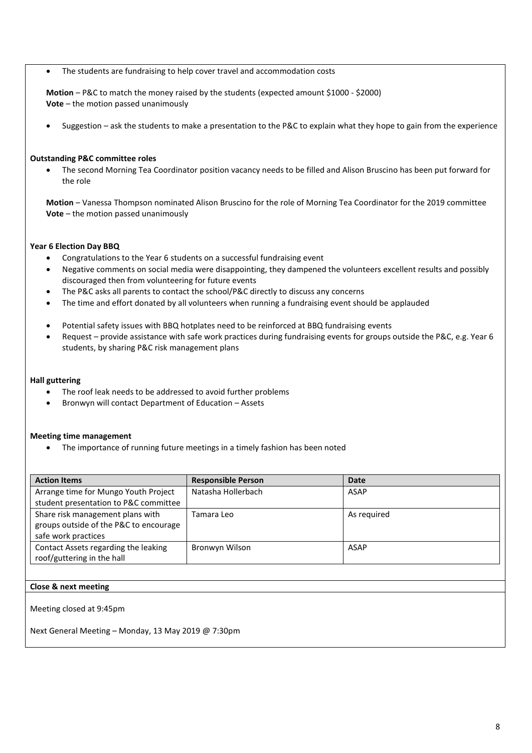- The students are fundraising to help cover travel and accommodation costs

**Motion** – P&C to match the money raised by the students (expected amount $1000 - $2000)
**Vote** – the motion passed unanimously

- Suggestion – ask the students to make a presentation to the P&C to explain what they hope to gain from the experience

**Outstanding P&C committee roles**

- The second Morning Tea Coordinator position vacancy needs to be filled and Alison Bruscino has been put forward for the role

**Motion** – Vanessa Thompson nominated Alison Bruscino for the role of Morning Tea Coordinator for the 2019 committee
**Vote** – the motion passed unanimously

**Year 6 Election Day BBQ**

- Congratulations to the Year 6 students on a successful fundraising event
- Negative comments on social media were disappointing, they dampened the volunteers excellent results and possibly discouraged then from volunteering for future events
- The P&C asks all parents to contact the school/P&C directly to discuss any concerns
- The time and effort donated by all volunteers when running a fundraising event should be applauded

- Potential safety issues with BBQ hotplates need to be reinforced at BBQ fundraising events
- Request – provide assistance with safe work practices during fundraising events for groups outside the P&C, e.g. Year 6 students, by sharing P&C risk management plans

**Hall guttering**

- The roof leak needs to be addressed to avoid further problems
- Bronwyn will contact Department of Education – Assets

**Meeting time management**

- The importance of running future meetings in a timely fashion has been noted

| Action Items | Responsible Person | Date |
|---|---|---|
| Arrange time for Mungo Youth Project student presentation to P&C committee | Natasha Hollerbach | ASAP |
| Share risk management plans with groups outside of the P&C to encourage safe work practices | Tamara Leo | As required |
| Contact Assets regarding the leaking roof/guttering in the hall | Bronwyn Wilson | ASAP |

**Close & next meeting**

Meeting closed at 9:45pm

Next General Meeting – Monday, 13 May 2019 @ 7:30pm